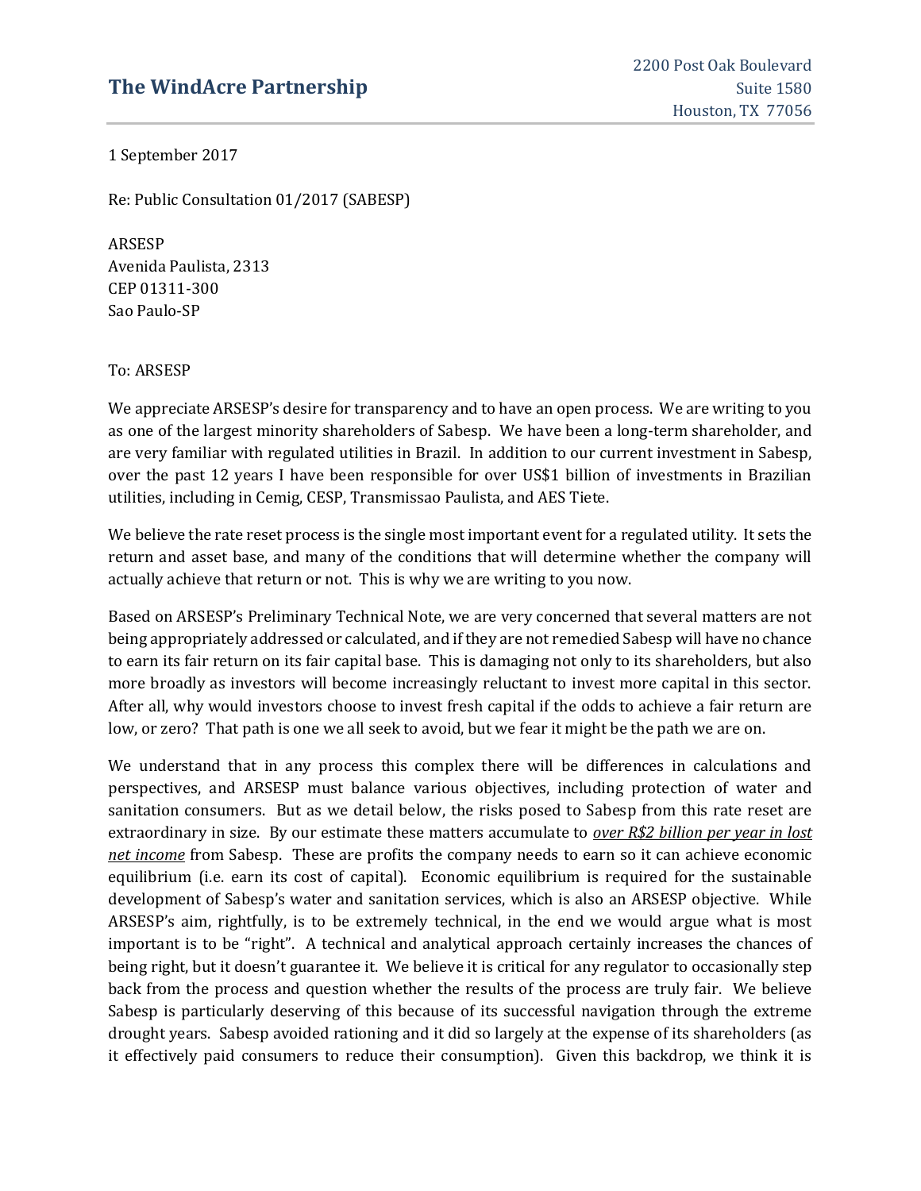# The WindAcre Partnership

2200 Post Oak Boulevard
Suite 1580
Houston, TX 77056

1 September 2017

Re: Public Consultation 01/2017 (SABESP)

ARSESP
Avenida Paulista, 2313
CEP 01311-300
Sao Paulo-SP

To: ARSESP

We appreciate ARSESP's desire for transparency and to have an open process. We are writing to you as one of the largest minority shareholders of Sabesp. We have been a long-term shareholder, and are very familiar with regulated utilities in Brazil. In addition to our current investment in Sabesp, over the past 12 years I have been responsible for over US$1 billion of investments in Brazilian utilities, including in Cemig, CESP, Transmissao Paulista, and AES Tiete.

We believe the rate reset process is the single most important event for a regulated utility. It sets the return and asset base, and many of the conditions that will determine whether the company will actually achieve that return or not. This is why we are writing to you now.

Based on ARSESP's Preliminary Technical Note, we are very concerned that several matters are not being appropriately addressed or calculated, and if they are not remedied Sabesp will have no chance to earn its fair return on its fair capital base. This is damaging not only to its shareholders, but also more broadly as investors will become increasingly reluctant to invest more capital in this sector. After all, why would investors choose to invest fresh capital if the odds to achieve a fair return are low, or zero? That path is one we all seek to avoid, but we fear it might be the path we are on.

We understand that in any process this complex there will be differences in calculations and perspectives, and ARSESP must balance various objectives, including protection of water and sanitation consumers. But as we detail below, the risks posed to Sabesp from this rate reset are extraordinary in size. By our estimate these matters accumulate to ***over R$2 billion per year in lost net income*** from Sabesp. These are profits the company needs to earn so it can achieve economic equilibrium (i.e. earn its cost of capital). Economic equilibrium is required for the sustainable development of Sabesp's water and sanitation services, which is also an ARSESP objective. While ARSESP's aim, rightfully, is to be extremely technical, in the end we would argue what is most important is to be "right". A technical and analytical approach certainly increases the chances of being right, but it doesn't guarantee it. We believe it is critical for any regulator to occasionally step back from the process and question whether the results of the process are truly fair. We believe Sabesp is particularly deserving of this because of its successful navigation through the extreme drought years. Sabesp avoided rationing and it did so largely at the expense of its shareholders (as it effectively paid consumers to reduce their consumption). Given this backdrop, we think it is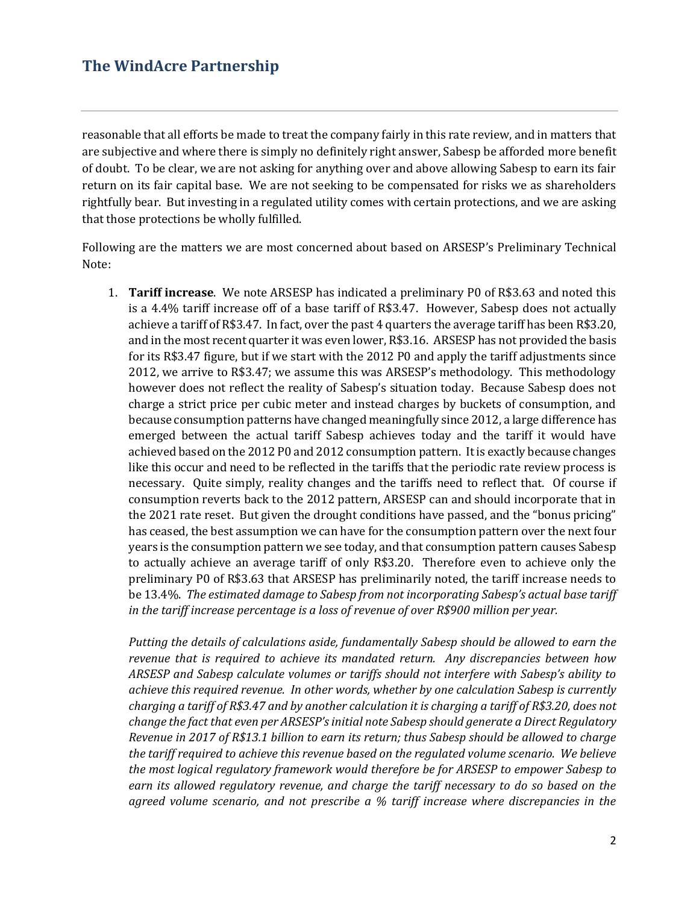reasonable that all efforts be made to treat the company fairly in this rate review, and in matters that are subjective and where there is simply no definitely right answer, Sabesp be afforded more benefit of doubt. To be clear, we are not asking for anything over and above allowing Sabesp to earn its fair return on its fair capital base. We are not seeking to be compensated for risks we as shareholders rightfully bear. But investing in a regulated utility comes with certain protections, and we are asking that those protections be wholly fulfilled.

Following are the matters we are most concerned about based on ARSESP's Preliminary Technical Note:

1. **Tariff increase**. We note ARSESP has indicated a preliminary P0 of R$3.63 and noted this is a 4.4% tariff increase off of a base tariff of R$3.47. However, Sabesp does not actually achieve a tariff of R$3.47. In fact, over the past 4 quarters the average tariff has been R$3.20, and in the most recent quarter it was even lower, R$3.16. ARSESP has not provided the basis for its R$3.47 figure, but if we start with the 2012 P0 and apply the tariff adjustments since 2012, we arrive to R$3.47; we assume this was ARSESP's methodology. This methodology however does not reflect the reality of Sabesp's situation today. Because Sabesp does not charge a strict price per cubic meter and instead charges by buckets of consumption, and because consumption patterns have changed meaningfully since 2012, a large difference has emerged between the actual tariff Sabesp achieves today and the tariff it would have achieved based on the 2012 P0 and 2012 consumption pattern. It is exactly because changes like this occur and need to be reflected in the tariffs that the periodic rate review process is necessary. Quite simply, reality changes and the tariffs need to reflect that. Of course if consumption reverts back to the 2012 pattern, ARSESP can and should incorporate that in the 2021 rate reset. But given the drought conditions have passed, and the "bonus pricing" has ceased, the best assumption we can have for the consumption pattern over the next four years is the consumption pattern we see today, and that consumption pattern causes Sabesp to actually achieve an average tariff of only R$3.20. Therefore even to achieve only the preliminary P0 of R$3.63 that ARSESP has preliminarily noted, the tariff increase needs to be 13.4%. *The estimated damage to Sabesp from not incorporating Sabesp's actual base tariff in the tariff increase percentage is a loss of revenue of over R$900 million per year.*

   *Putting the details of calculations aside, fundamentally Sabesp should be allowed to earn the revenue that is required to achieve its mandated return. Any discrepancies between how ARSESP and Sabesp calculate volumes or tariffs should not interfere with Sabesp's ability to achieve this required revenue. In other words, whether by one calculation Sabesp is currently charging a tariff of R$3.47 and by another calculation it is charging a tariff of R$3.20, does not change the fact that even per ARSESP's initial note Sabesp should generate a Direct Regulatory Revenue in 2017 of R$13.1 billion to earn its return; thus Sabesp should be allowed to charge the tariff required to achieve this revenue based on the regulated volume scenario. We believe the most logical regulatory framework would therefore be for ARSESP to empower Sabesp to earn its allowed regulatory revenue, and charge the tariff necessary to do so based on the agreed volume scenario, and not prescribe a % tariff increase where discrepancies in the*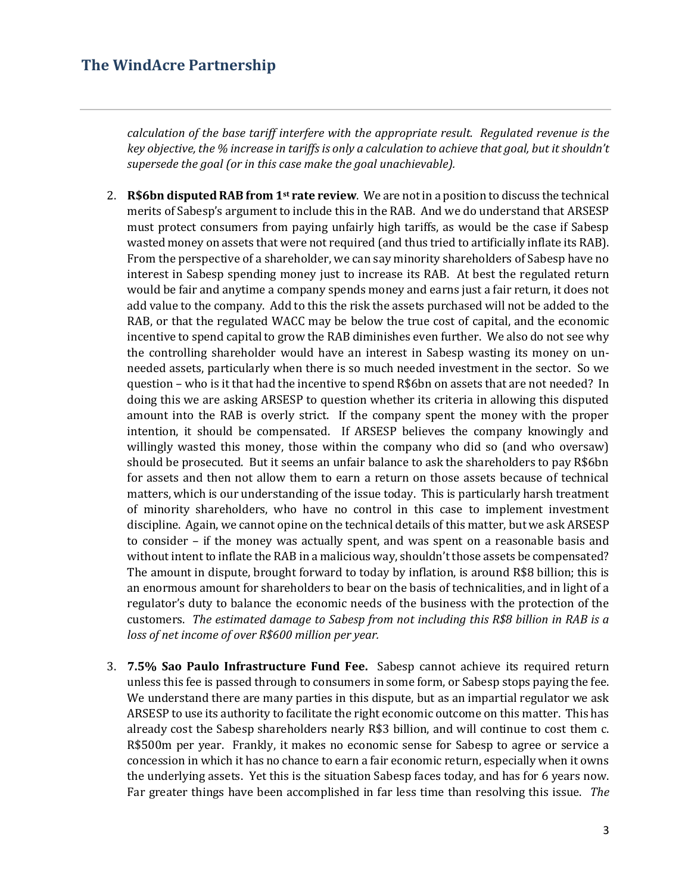*calculation of the base tariff interfere with the appropriate result. Regulated revenue is the key objective, the % increase in tariffs is only a calculation to achieve that goal, but it shouldn't supersede the goal (or in this case make the goal unachievable).*

2. **R$6bn disputed RAB from 1st rate review**. We are not in a position to discuss the technical merits of Sabesp's argument to include this in the RAB. And we do understand that ARSESP must protect consumers from paying unfairly high tariffs, as would be the case if Sabesp wasted money on assets that were not required (and thus tried to artificially inflate its RAB). From the perspective of a shareholder, we can say minority shareholders of Sabesp have no interest in Sabesp spending money just to increase its RAB. At best the regulated return would be fair and anytime a company spends money and earns just a fair return, it does not add value to the company. Add to this the risk the assets purchased will not be added to the RAB, or that the regulated WACC may be below the true cost of capital, and the economic incentive to spend capital to grow the RAB diminishes even further. We also do not see why the controlling shareholder would have an interest in Sabesp wasting its money on un-needed assets, particularly when there is so much needed investment in the sector. So we question – who is it that had the incentive to spend R$6bn on assets that are not needed? In doing this we are asking ARSESP to question whether its criteria in allowing this disputed amount into the RAB is overly strict. If the company spent the money with the proper intention, it should be compensated. If ARSESP believes the company knowingly and willingly wasted this money, those within the company who did so (and who oversaw) should be prosecuted. But it seems an unfair balance to ask the shareholders to pay R$6bn for assets and then not allow them to earn a return on those assets because of technical matters, which is our understanding of the issue today. This is particularly harsh treatment of minority shareholders, who have no control in this case to implement investment discipline. Again, we cannot opine on the technical details of this matter, but we ask ARSESP to consider – if the money was actually spent, and was spent on a reasonable basis and without intent to inflate the RAB in a malicious way, shouldn't those assets be compensated? The amount in dispute, brought forward to today by inflation, is around R$8 billion; this is an enormous amount for shareholders to bear on the basis of technicalities, and in light of a regulator's duty to balance the economic needs of the business with the protection of the customers. *The estimated damage to Sabesp from not including this R$8 billion in RAB is a loss of net income of over R$600 million per year.*

3. **7.5% Sao Paulo Infrastructure Fund Fee.** Sabesp cannot achieve its required return unless this fee is passed through to consumers in some form, or Sabesp stops paying the fee. We understand there are many parties in this dispute, but as an impartial regulator we ask ARSESP to use its authority to facilitate the right economic outcome on this matter. This has already cost the Sabesp shareholders nearly R$3 billion, and will continue to cost them c. R$500m per year. Frankly, it makes no economic sense for Sabesp to agree or service a concession in which it has no chance to earn a fair economic return, especially when it owns the underlying assets. Yet this is the situation Sabesp faces today, and has for 6 years now. Far greater things have been accomplished in far less time than resolving this issue. *The*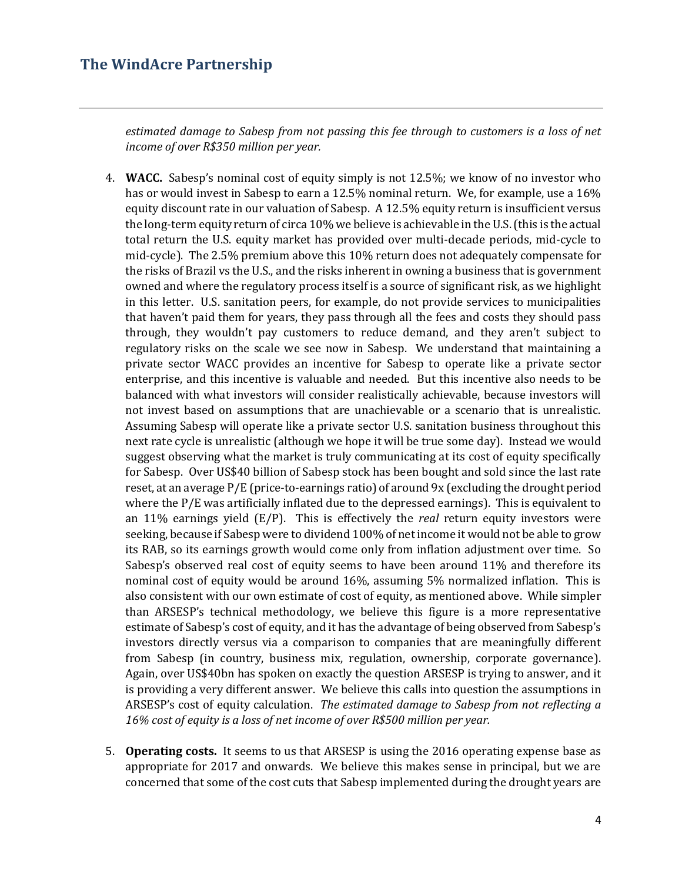*estimated damage to Sabesp from not passing this fee through to customers is a loss of net income of over R$350 million per year.*

4. **WACC.** Sabesp's nominal cost of equity simply is not 12.5%; we know of no investor who has or would invest in Sabesp to earn a 12.5% nominal return. We, for example, use a 16% equity discount rate in our valuation of Sabesp. A 12.5% equity return is insufficient versus the long-term equity return of circa 10% we believe is achievable in the U.S. (this is the actual total return the U.S. equity market has provided over multi-decade periods, mid-cycle to mid-cycle). The 2.5% premium above this 10% return does not adequately compensate for the risks of Brazil vs the U.S., and the risks inherent in owning a business that is government owned and where the regulatory process itself is a source of significant risk, as we highlight in this letter. U.S. sanitation peers, for example, do not provide services to municipalities that haven't paid them for years, they pass through all the fees and costs they should pass through, they wouldn't pay customers to reduce demand, and they aren't subject to regulatory risks on the scale we see now in Sabesp. We understand that maintaining a private sector WACC provides an incentive for Sabesp to operate like a private sector enterprise, and this incentive is valuable and needed. But this incentive also needs to be balanced with what investors will consider realistically achievable, because investors will not invest based on assumptions that are unachievable or a scenario that is unrealistic. Assuming Sabesp will operate like a private sector U.S. sanitation business throughout this next rate cycle is unrealistic (although we hope it will be true some day). Instead we would suggest observing what the market is truly communicating at its cost of equity specifically for Sabesp. Over US$40 billion of Sabesp stock has been bought and sold since the last rate reset, at an average P/E (price-to-earnings ratio) of around 9x (excluding the drought period where the P/E was artificially inflated due to the depressed earnings). This is equivalent to an 11% earnings yield (E/P). This is effectively the *real* return equity investors were seeking, because if Sabesp were to dividend 100% of net income it would not be able to grow its RAB, so its earnings growth would come only from inflation adjustment over time. So Sabesp's observed real cost of equity seems to have been around 11% and therefore its nominal cost of equity would be around 16%, assuming 5% normalized inflation. This is also consistent with our own estimate of cost of equity, as mentioned above. While simpler than ARSESP's technical methodology, we believe this figure is a more representative estimate of Sabesp's cost of equity, and it has the advantage of being observed from Sabesp's investors directly versus via a comparison to companies that are meaningfully different from Sabesp (in country, business mix, regulation, ownership, corporate governance). Again, over US$40bn has spoken on exactly the question ARSESP is trying to answer, and it is providing a very different answer. We believe this calls into question the assumptions in ARSESP's cost of equity calculation. *The estimated damage to Sabesp from not reflecting a 16% cost of equity is a loss of net income of over R$500 million per year.*

5. **Operating costs.** It seems to us that ARSESP is using the 2016 operating expense base as appropriate for 2017 and onwards. We believe this makes sense in principal, but we are concerned that some of the cost cuts that Sabesp implemented during the drought years are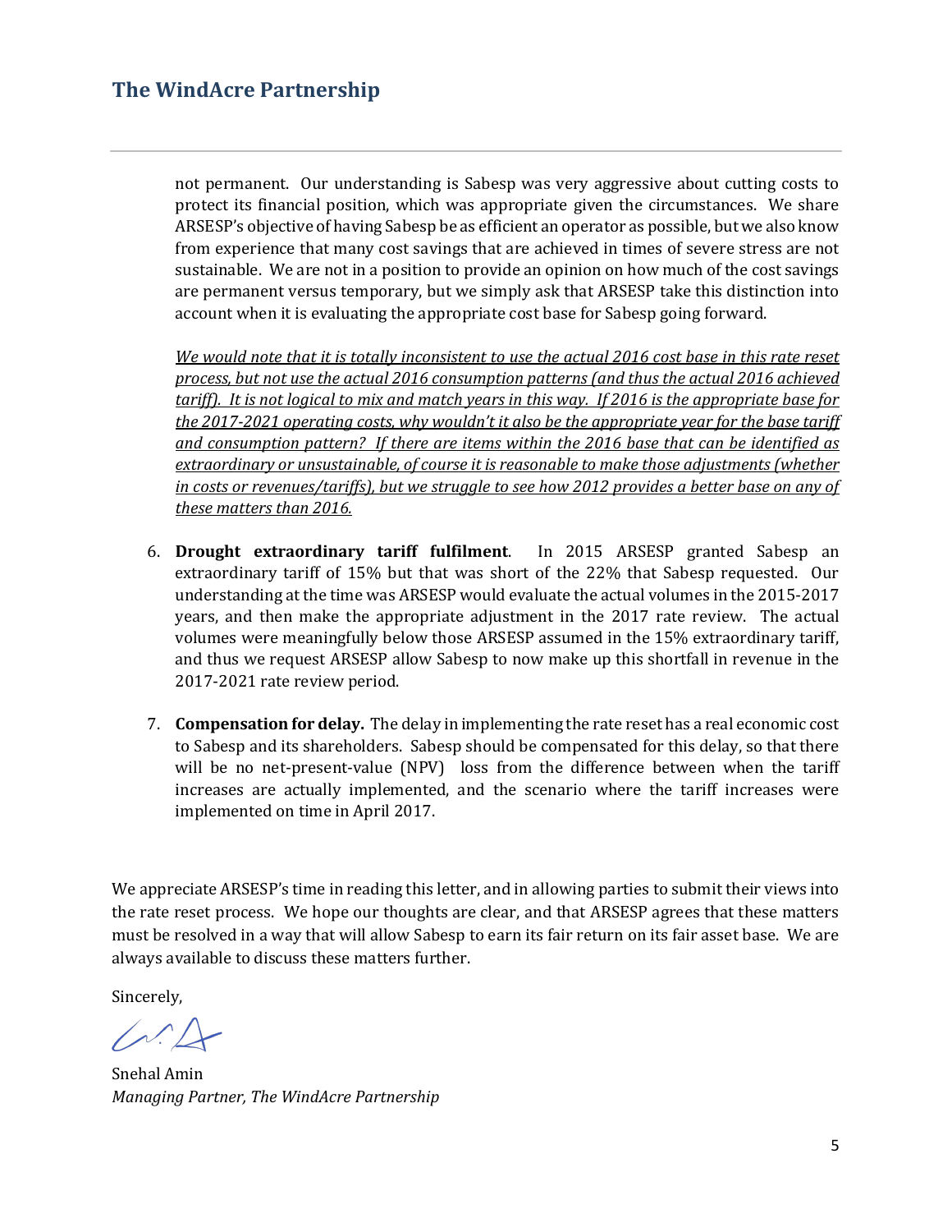not permanent. Our understanding is Sabesp was very aggressive about cutting costs to protect its financial position, which was appropriate given the circumstances. We share ARSESP's objective of having Sabesp be as efficient an operator as possible, but we also know from experience that many cost savings that are achieved in times of severe stress are not sustainable. We are not in a position to provide an opinion on how much of the cost savings are permanent versus temporary, but we simply ask that ARSESP take this distinction into account when it is evaluating the appropriate cost base for Sabesp going forward.

*<u>We would note that it is totally inconsistent to use the actual 2016 cost base in this rate reset process, but not use the actual 2016 consumption patterns (and thus the actual 2016 achieved tariff). It is not logical to mix and match years in this way. If 2016 is the appropriate base for the 2017-2021 operating costs, why wouldn't it also be the appropriate year for the base tariff and consumption pattern? If there are items within the 2016 base that can be identified as extraordinary or unsustainable, of course it is reasonable to make those adjustments (whether in costs or revenues/tariffs), but we struggle to see how 2012 provides a better base on any of these matters than 2016.</u>*

6. **Drought extraordinary tariff fulfilment**. In 2015 ARSESP granted Sabesp an extraordinary tariff of 15% but that was short of the 22% that Sabesp requested. Our understanding at the time was ARSESP would evaluate the actual volumes in the 2015-2017 years, and then make the appropriate adjustment in the 2017 rate review. The actual volumes were meaningfully below those ARSESP assumed in the 15% extraordinary tariff, and thus we request ARSESP allow Sabesp to now make up this shortfall in revenue in the 2017-2021 rate review period.

7. **Compensation for delay.** The delay in implementing the rate reset has a real economic cost to Sabesp and its shareholders. Sabesp should be compensated for this delay, so that there will be no net-present-value (NPV) loss from the difference between when the tariff increases are actually implemented, and the scenario where the tariff increases were implemented on time in April 2017.

We appreciate ARSESP's time in reading this letter, and in allowing parties to submit their views into the rate reset process. We hope our thoughts are clear, and that ARSESP agrees that these matters must be resolved in a way that will allow Sabesp to earn its fair return on its fair asset base. We are always available to discuss these matters further.

Sincerely,

Snehal Amin
*Managing Partner, The WindAcre Partnership*